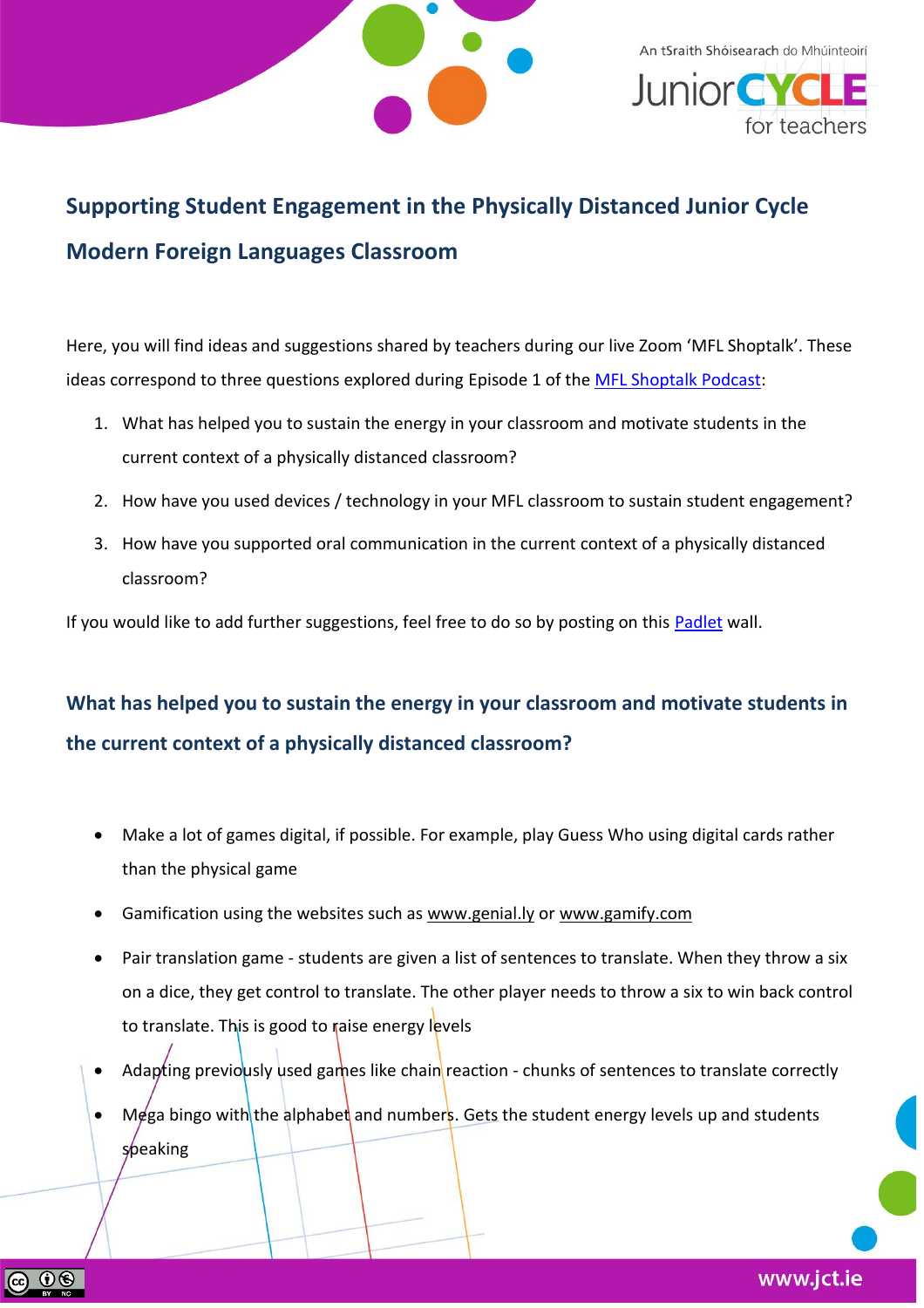# Supporting Student Engagement in the Physically Distanced Junior Cycle Modern Foreign Languages Classroom

Here, you will find ideas and suggestions shared by teachers during our live Zoom 'MFL Shoptalk'. These ideas correspond to three questions explored during Episode 1 of the MFL Shoptalk Podcast:

1. What has helped you to sustain the energy in your classroom and motivate students in the current context of a physically distanced classroom?
2. How have you used devices / technology in your MFL classroom to sustain student engagement?
3. How have you supported oral communication in the current context of a physically distanced classroom?

If you would like to add further suggestions, feel free to do so by posting on this Padlet wall.

## What has helped you to sustain the energy in your classroom and motivate students in the current context of a physically distanced classroom?

- Make a lot of games digital, if possible. For example, play Guess Who using digital cards rather than the physical game
- Gamification using the websites such as www.genial.ly or www.gamify.com
- Pair translation game - students are given a list of sentences to translate. When they throw a six on a dice, they get control to translate. The other player needs to throw a six to win back control to translate. This is good to raise energy levels
- Adapting previously used games like chain reaction - chunks of sentences to translate correctly
- Mega bingo with the alphabet and numbers. Gets the student energy levels up and students speaking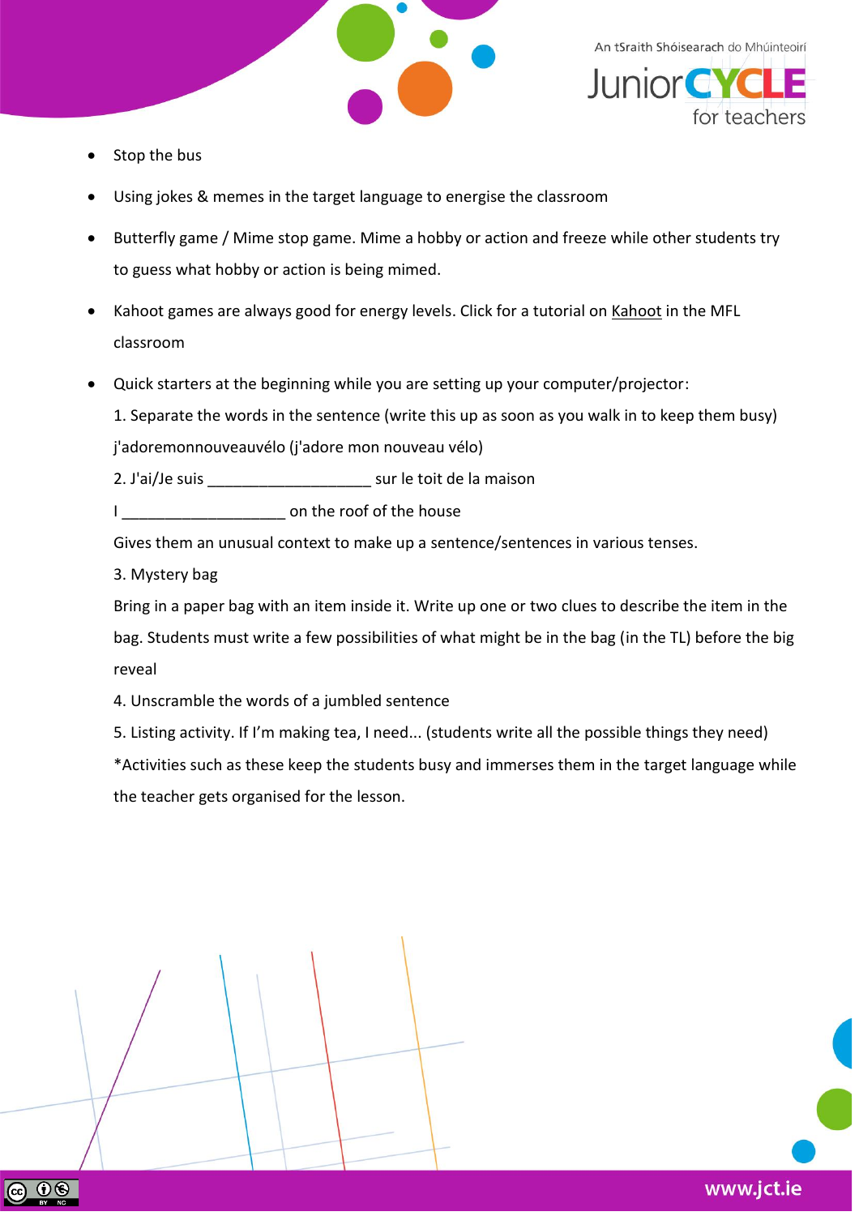- Stop the bus
- Using jokes & memes in the target language to energise the classroom
- Butterfly game / Mime stop game. Mime a hobby or action and freeze while other students try to guess what hobby or action is being mimed.
- Kahoot games are always good for energy levels. Click for a tutorial on Kahoot in the MFL classroom
- Quick starters at the beginning while you are setting up your computer/projector:

  1. Separate the words in the sentence (write this up as soon as you walk in to keep them busy) j'adoremonnouveauvélo (j'adore mon nouveau vélo)

  2. J'ai/Je suis ___________________ sur le toit de la maison

  I ___________________ on the roof of the house

  Gives them an unusual context to make up a sentence/sentences in various tenses.

  3. Mystery bag

  Bring in a paper bag with an item inside it. Write up one or two clues to describe the item in the bag. Students must write a few possibilities of what might be in the bag (in the TL) before the big reveal

  4. Unscramble the words of a jumbled sentence

  5. Listing activity. If I'm making tea, I need... (students write all the possible things they need)

  *Activities such as these keep the students busy and immerses them in the target language while the teacher gets organised for the lesson.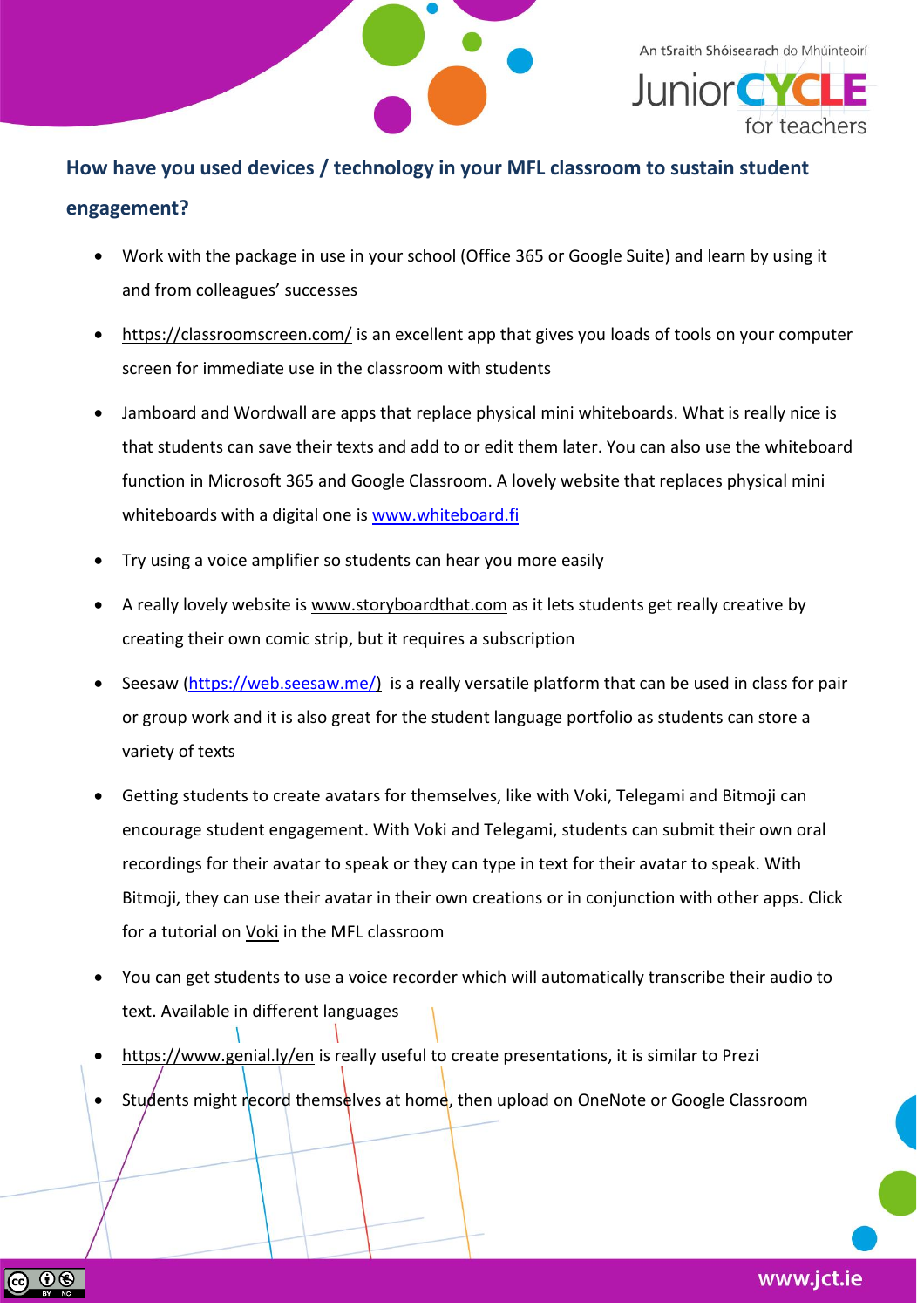## How have you used devices / technology in your MFL classroom to sustain student engagement?

- Work with the package in use in your school (Office 365 or Google Suite) and learn by using it and from colleagues' successes
- https://classroomscreen.com/ is an excellent app that gives you loads of tools on your computer screen for immediate use in the classroom with students
- Jamboard and Wordwall are apps that replace physical mini whiteboards. What is really nice is that students can save their texts and add to or edit them later. You can also use the whiteboard function in Microsoft 365 and Google Classroom. A lovely website that replaces physical mini whiteboards with a digital one is www.whiteboard.fi
- Try using a voice amplifier so students can hear you more easily
- A really lovely website is www.storyboardthat.com as it lets students get really creative by creating their own comic strip, but it requires a subscription
- Seesaw (https://web.seesaw.me/) is a really versatile platform that can be used in class for pair or group work and it is also great for the student language portfolio as students can store a variety of texts
- Getting students to create avatars for themselves, like with Voki, Telegami and Bitmoji can encourage student engagement. With Voki and Telegami, students can submit their own oral recordings for their avatar to speak or they can type in text for their avatar to speak. With Bitmoji, they can use their avatar in their own creations or in conjunction with other apps. Click for a tutorial on Voki in the MFL classroom
- You can get students to use a voice recorder which will automatically transcribe their audio to text. Available in different languages
- https://www.genial.ly/en is really useful to create presentations, it is similar to Prezi
- Students might record themselves at home, then upload on OneNote or Google Classroom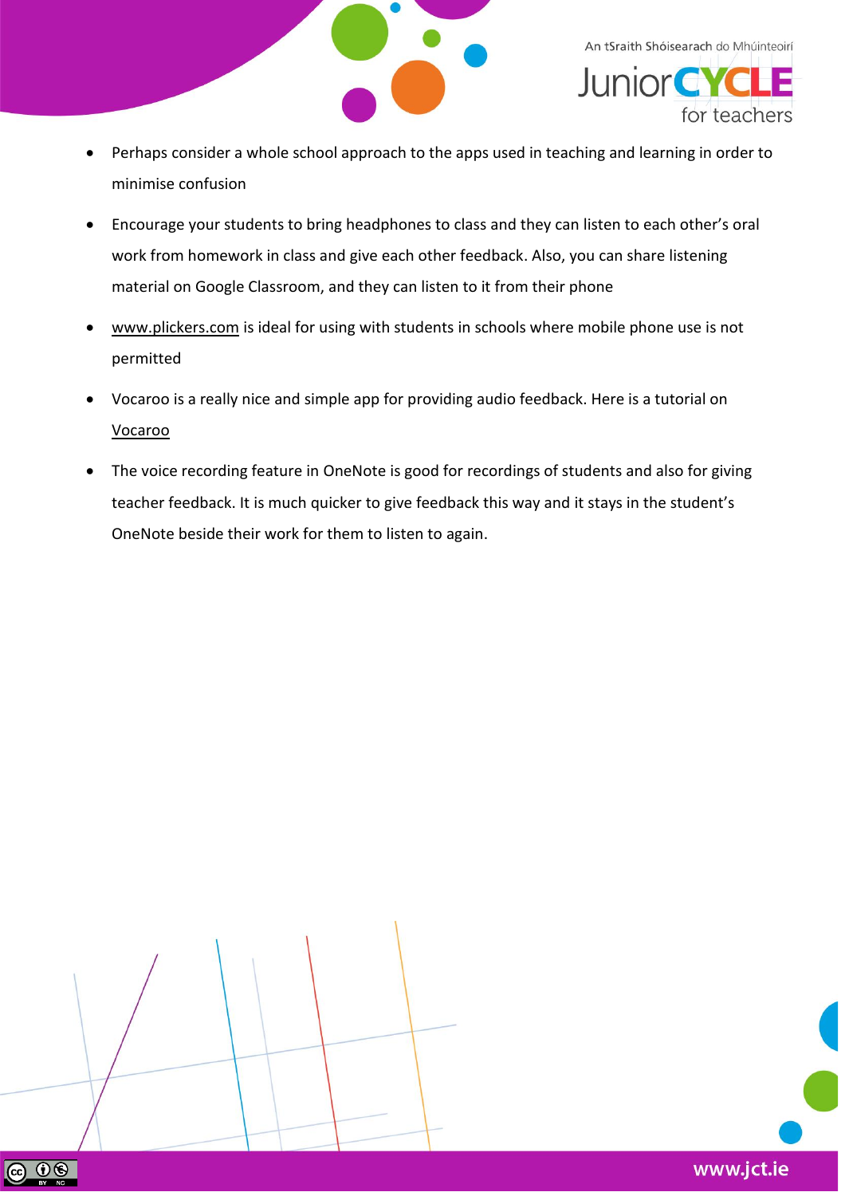- Perhaps consider a whole school approach to the apps used in teaching and learning in order to minimise confusion
- Encourage your students to bring headphones to class and they can listen to each other's oral work from homework in class and give each other feedback. Also, you can share listening material on Google Classroom, and they can listen to it from their phone
- www.plickers.com is ideal for using with students in schools where mobile phone use is not permitted
- Vocaroo is a really nice and simple app for providing audio feedback. Here is a tutorial on Vocaroo
- The voice recording feature in OneNote is good for recordings of students and also for giving teacher feedback. It is much quicker to give feedback this way and it stays in the student's OneNote beside their work for them to listen to again.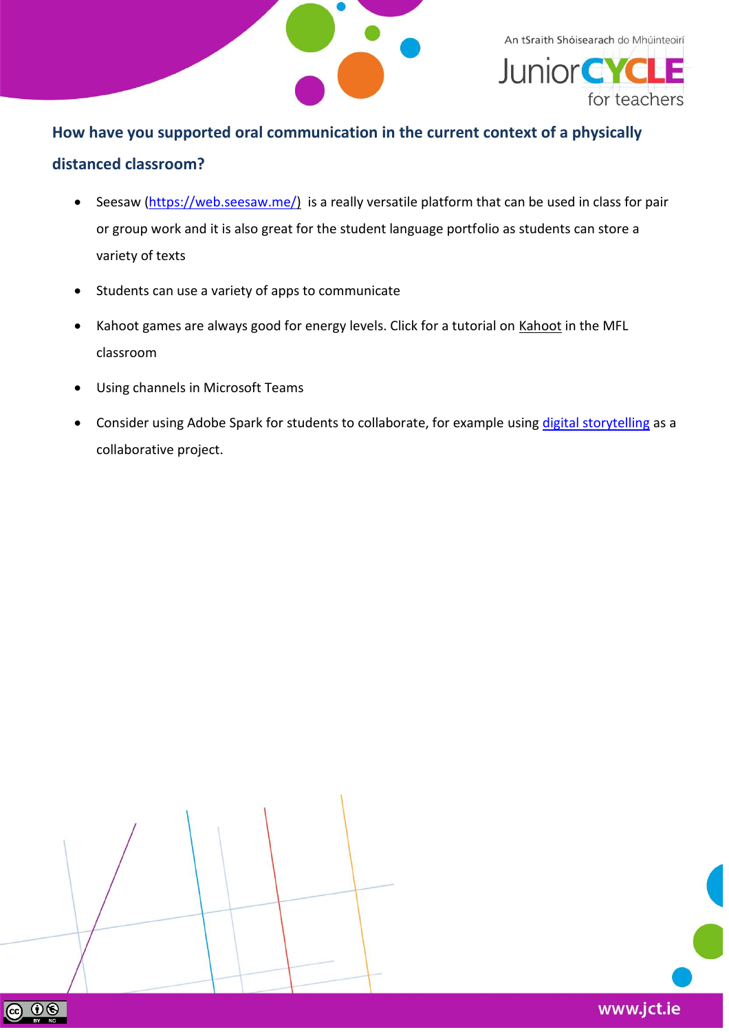## How have you supported oral communication in the current context of a physically distanced classroom?

- Seesaw (https://web.seesaw.me/) is a really versatile platform that can be used in class for pair or group work and it is also great for the student language portfolio as students can store a variety of texts
- Students can use a variety of apps to communicate
- Kahoot games are always good for energy levels. Click for a tutorial on Kahoot in the MFL classroom
- Using channels in Microsoft Teams
- Consider using Adobe Spark for students to collaborate, for example using digital storytelling as a collaborative project.